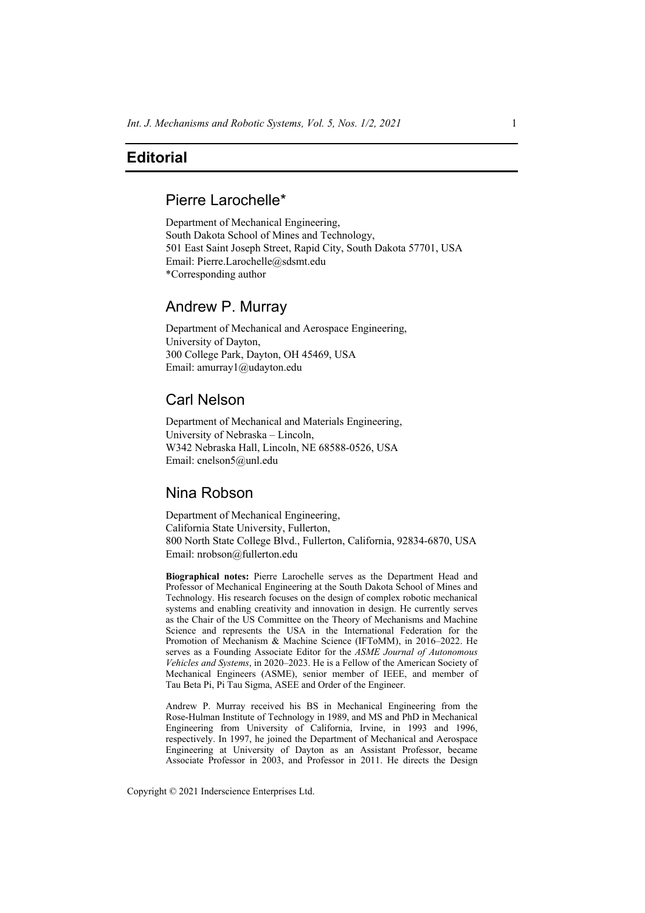# Editorial

## Pierre Larochelle*

Department of Mechanical Engineering,
South Dakota School of Mines and Technology,
501 East Saint Joseph Street, Rapid City, South Dakota 57701, USA
Email: Pierre.Larochelle@sdsmt.edu
*Corresponding author

## Andrew P. Murray

Department of Mechanical and Aerospace Engineering,
University of Dayton,
300 College Park, Dayton, OH 45469, USA
Email: amurray1@udayton.edu

## Carl Nelson

Department of Mechanical and Materials Engineering,
University of Nebraska – Lincoln,
W342 Nebraska Hall, Lincoln, NE 68588-0526, USA
Email: cnelson5@unl.edu

## Nina Robson

Department of Mechanical Engineering,
California State University, Fullerton,
800 North State College Blvd., Fullerton, California, 92834-6870, USA
Email: nrobson@fullerton.edu

**Biographical notes:** Pierre Larochelle serves as the Department Head and Professor of Mechanical Engineering at the South Dakota School of Mines and Technology. His research focuses on the design of complex robotic mechanical systems and enabling creativity and innovation in design. He currently serves as the Chair of the US Committee on the Theory of Mechanisms and Machine Science and represents the USA in the International Federation for the Promotion of Mechanism & Machine Science (IFToMM), in 2016–2022. He serves as a Founding Associate Editor for the *ASME Journal of Autonomous Vehicles and Systems*, in 2020–2023. He is a Fellow of the American Society of Mechanical Engineers (ASME), senior member of IEEE, and member of Tau Beta Pi, Pi Tau Sigma, ASEE and Order of the Engineer.

Andrew P. Murray received his BS in Mechanical Engineering from the Rose-Hulman Institute of Technology in 1989, and MS and PhD in Mechanical Engineering from University of California, Irvine, in 1993 and 1996, respectively. In 1997, he joined the Department of Mechanical and Aerospace Engineering at University of Dayton as an Assistant Professor, became Associate Professor in 2003, and Professor in 2011. He directs the Design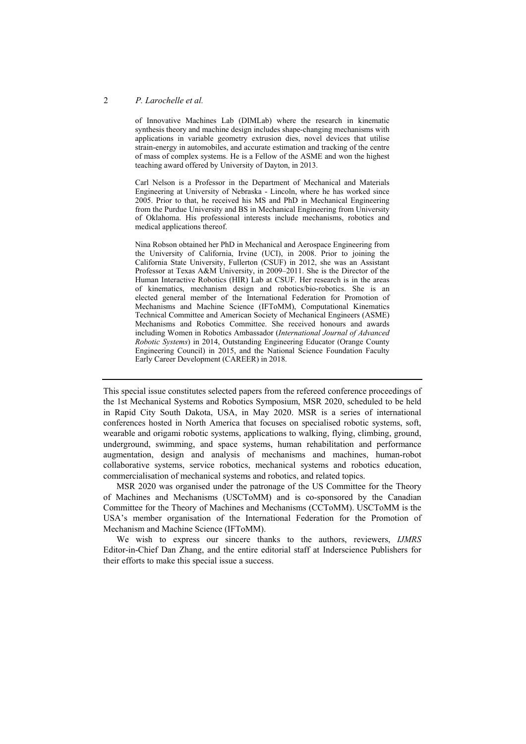of Innovative Machines Lab (DIMLab) where the research in kinematic synthesis theory and machine design includes shape-changing mechanisms with applications in variable geometry extrusion dies, novel devices that utilise strain-energy in automobiles, and accurate estimation and tracking of the centre of mass of complex systems. He is a Fellow of the ASME and won the highest teaching award offered by University of Dayton, in 2013.

Carl Nelson is a Professor in the Department of Mechanical and Materials Engineering at University of Nebraska - Lincoln, where he has worked since 2005. Prior to that, he received his MS and PhD in Mechanical Engineering from the Purdue University and BS in Mechanical Engineering from University of Oklahoma. His professional interests include mechanisms, robotics and medical applications thereof.

Nina Robson obtained her PhD in Mechanical and Aerospace Engineering from the University of California, Irvine (UCI), in 2008. Prior to joining the California State University, Fullerton (CSUF) in 2012, she was an Assistant Professor at Texas A&M University, in 2009–2011. She is the Director of the Human Interactive Robotics (HIR) Lab at CSUF. Her research is in the areas of kinematics, mechanism design and robotics/bio-robotics. She is an elected general member of the International Federation for Promotion of Mechanisms and Machine Science (IFToMM), Computational Kinematics Technical Committee and American Society of Mechanical Engineers (ASME) Mechanisms and Robotics Committee. She received honours and awards including Women in Robotics Ambassador (*International Journal of Advanced Robotic Systems*) in 2014, Outstanding Engineering Educator (Orange County Engineering Council) in 2015, and the National Science Foundation Faculty Early Career Development (CAREER) in 2018.

---

This special issue constitutes selected papers from the refereed conference proceedings of the 1st Mechanical Systems and Robotics Symposium, MSR 2020, scheduled to be held in Rapid City South Dakota, USA, in May 2020. MSR is a series of international conferences hosted in North America that focuses on specialised robotic systems, soft, wearable and origami robotic systems, applications to walking, flying, climbing, ground, underground, swimming, and space systems, human rehabilitation and performance augmentation, design and analysis of mechanisms and machines, human-robot collaborative systems, service robotics, mechanical systems and robotics education, commercialisation of mechanical systems and robotics, and related topics.

MSR 2020 was organised under the patronage of the US Committee for the Theory of Machines and Mechanisms (USCToMM) and is co-sponsored by the Canadian Committee for the Theory of Machines and Mechanisms (CCToMM). USCToMM is the USA's member organisation of the International Federation for the Promotion of Mechanism and Machine Science (IFToMM).

We wish to express our sincere thanks to the authors, reviewers, *IJMRS* Editor-in-Chief Dan Zhang, and the entire editorial staff at Inderscience Publishers for their efforts to make this special issue a success.